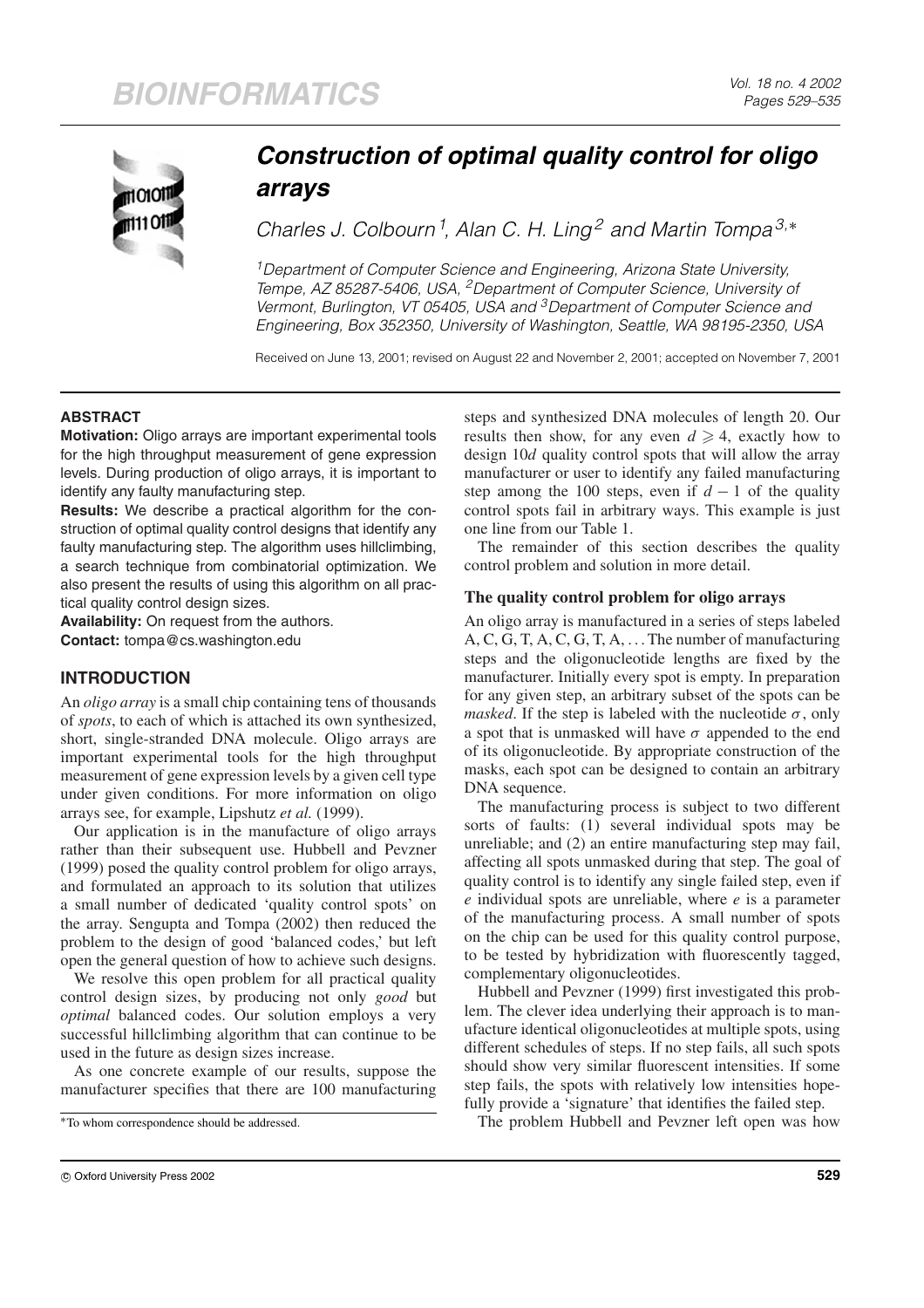# Construction of optimal quality control for oligo arrays

*Charles J. Colbourn*[1], *Alan C. H. Ling*[2] and *Martin Tompa*[3,*]

[1]Department of Computer Science and Engineering, Arizona State University, Tempe, AZ 85287-5406, USA, [2]Department of Computer Science, University of Vermont, Burlington, VT 05405, USA and [3]Department of Computer Science and Engineering, Box 352350, University of Washington, Seattle, WA 98195-2350, USA

Received on June 13, 2001; revised on August 22 and November 2, 2001; accepted on November 7, 2001

## ABSTRACT

**Motivation:** Oligo arrays are important experimental tools for the high throughput measurement of gene expression levels. During production of oligo arrays, it is important to identify any faulty manufacturing step.

**Results:** We describe a practical algorithm for the construction of optimal quality control designs that identify any faulty manufacturing step. The algorithm uses hillclimbing, a search technique from combinatorial optimization. We also present the results of using this algorithm on all practical quality control design sizes.

**Availability:** On request from the authors.

**Contact:** tompa@cs.washington.edu

## INTRODUCTION

An *oligo array* is a small chip containing tens of thousands of *spots*, to each of which is attached its own synthesized, short, single-stranded DNA molecule. Oligo arrays are important experimental tools for the high throughput measurement of gene expression levels by a given cell type under given conditions. For more information on oligo arrays see, for example, Lipshutz *et al.* (1999).

Our application is in the manufacture of oligo arrays rather than their subsequent use. Hubbell and Pevzner (1999) posed the quality control problem for oligo arrays, and formulated an approach to its solution that utilizes a small number of dedicated 'quality control spots' on the array. Sengupta and Tompa (2002) then reduced the problem to the design of good 'balanced codes,' but left open the general question of how to achieve such designs.

We resolve this open problem for all practical quality control design sizes, by producing not only *good* but *optimal* balanced codes. Our solution employs a very successful hillclimbing algorithm that can continue to be used in the future as design sizes increase.

As one concrete example of our results, suppose the manufacturer specifies that there are 100 manufacturing steps and synthesized DNA molecules of length 20. Our results then show, for any even $d \geqslant 4$, exactly how to design $10d$ quality control spots that will allow the array manufacturer or user to identify any failed manufacturing step among the 100 steps, even if $d-1$ of the quality control spots fail in arbitrary ways. This example is just one line from our Table 1.

The remainder of this section describes the quality control problem and solution in more detail.

### The quality control problem for oligo arrays

An oligo array is manufactured in a series of steps labeled A, C, G, T, A, C, G, T, A, ... The number of manufacturing steps and the oligonucleotide lengths are fixed by the manufacturer. Initially every spot is empty. In preparation for any given step, an arbitrary subset of the spots can be *masked*. If the step is labeled with the nucleotide $\sigma$, only a spot that is unmasked will have $\sigma$ appended to the end of its oligonucleotide. By appropriate construction of the masks, each spot can be designed to contain an arbitrary DNA sequence.

The manufacturing process is subject to two different sorts of faults: (1) several individual spots may be unreliable; and (2) an entire manufacturing step may fail, affecting all spots unmasked during that step. The goal of quality control is to identify any single failed step, even if $e$ individual spots are unreliable, where $e$ is a parameter of the manufacturing process. A small number of spots on the chip can be used for this quality control purpose, to be tested by hybridization with fluorescently tagged, complementary oligonucleotides.

Hubbell and Pevzner (1999) first investigated this problem. The clever idea underlying their approach is to manufacture identical oligonucleotides at multiple spots, using different schedules of steps. If no step fails, all such spots should show very similar fluorescent intensities. If some step fails, the spots with relatively low intensities hopefully provide a 'signature' that identifies the failed step.

The problem Hubbell and Pevzner left open was how

*To whom correspondence should be addressed.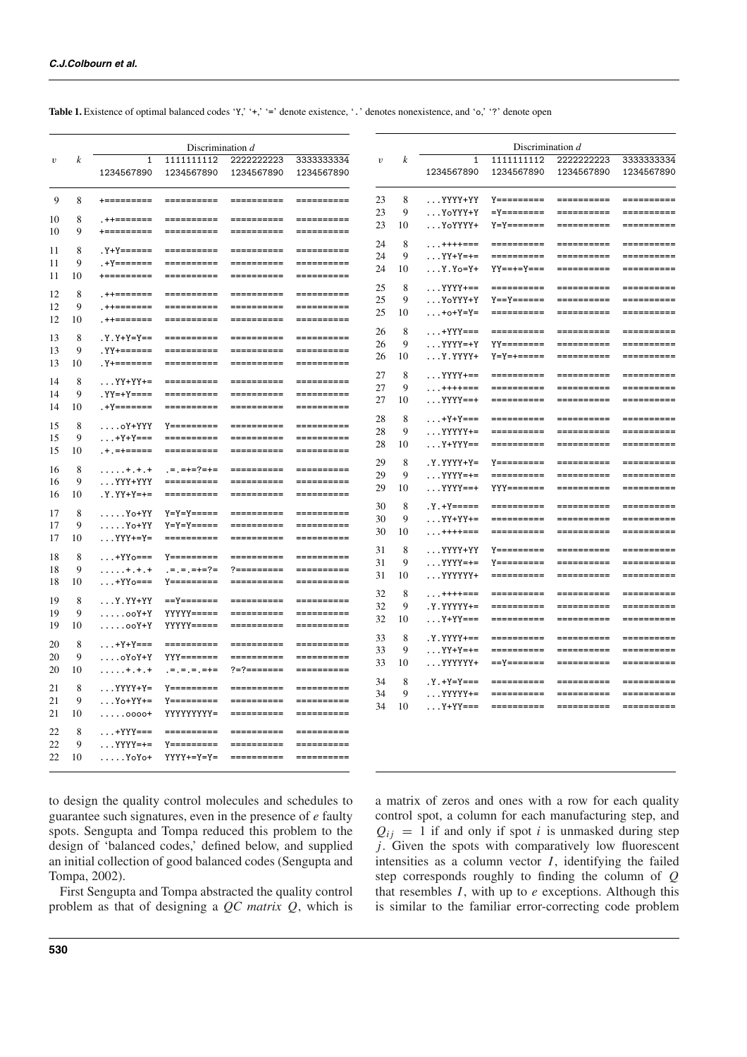**Table 1.** Existence of optimal balanced codes 'Y,' '+,' '=' denote existence, '.' denotes nonexistence, and 'o,' '?' denote open

| $v$ | $k$ | Discrimination $d$ | | | |
|---|---|---|---|---|---|
| | | 1<br>1234567890 | 1111111112<br>1234567890 | 2222222223<br>1234567890 | 3333333334<br>1234567890 |
| 9 | 8 | +========= | ========== | ========== | ========== |
| 10 | 8 | .++======= | ========== | ========== | ========== |
| 10 | 9 | +========= | ========== | ========== | ========== |
| 11 | 8 | .Y+Y====== | ========== | ========== | ========== |
| 11 | 9 | .+Y======= | ========== | ========== | ========== |
| 11 | 10 | +========= | ========== | ========== | ========== |
| 12 | 8 | .++======= | ========== | ========== | ========== |
| 12 | 9 | .++======= | ========== | ========== | ========== |
| 12 | 10 | .++======= | ========== | ========== | ========== |
| 13 | 8 | .Y.Y+Y=Y== | ========== | ========== | ========== |
| 13 | 9 | .YY+====== | ========== | ========== | ========== |
| 13 | 10 | .Y+======= | ========== | ========== | ========== |
| 14 | 8 | ...YY+YY+= | ========== | ========== | ========== |
| 14 | 9 | .YY=+Y==== | ========== | ========== | ========== |
| 14 | 10 | .+Y======= | ========== | ========== | ========== |
| 15 | 8 | ....oY+YYY | Y========= | ========== | ========== |
| 15 | 9 | ...+Y+Y=== | ========== | ========== | ========== |
| 15 | 10 | .+.=+===== | ========== | ========== | ========== |
| 16 | 8 | .....+.+.+ | .=.=+=?=+= | ========== | ========== |
| 16 | 9 | ...YYY+YYY | ========== | ========== | ========== |
| 16 | 10 | .Y.YY+Y=+= | ========== | ========== | ========== |
| 17 | 8 | .....Yo+YY | Y=Y=Y===== | ========== | ========== |
| 17 | 9 | .....Yo+YY | Y=Y=Y===== | ========== | ========== |
| 17 | 10 | ...YYY+=Y= | ========== | ========== | ========== |
| 18 | 8 | ...+YYo=== | Y========= | ========== | ========== |
| 18 | 9 | .....+.+.+ | .=.=.=+=?= | ?========= | ========== |
| 18 | 10 | ...+YYo=== | Y========= | ========== | ========== |
| 19 | 8 | ...Y.YY+YY | ==Y======= | ========== | ========== |
| 19 | 9 | .....ooY+Y | YYYYY===== | ========== | ========== |
| 19 | 10 | .....ooY+Y | YYYYY===== | ========== | ========== |
| 20 | 8 | ...+Y+Y=== | ========== | ========== | ========== |
| 20 | 9 | ....oYoY+Y | YYY======= | ========== | ========== |
| 20 | 10 | .....+.+.+ | .=.=.=.=+= | ?=?======= | ========== |
| 21 | 8 | ...YYYY+Y= | Y========= | ========== | ========== |
| 21 | 9 | ...Yo+YY+= | Y========= | ========== | ========== |
| 21 | 10 | .....oooo+ | YYYYYYYYY= | ========== | ========== |
| 22 | 8 | ...+YYY=== | ========== | ========== | ========== |
| 22 | 9 | ...YYYY=+= | Y========= | ========== | ========== |
| 22 | 10 | .....YoYo+ | YYYY+=Y=Y= | ========== | ========== |
| 23 | 8 | ...YYYY+YY | Y========= | ========== | ========== |
| 23 | 9 | ...YoYYY+Y | =Y======== | ========== | ========== |
| 23 | 10 | ...YoYYYY+ | Y=Y======= | ========== | ========== |
| 24 | 8 | ...++++=== | ========== | ========== | ========== |
| 24 | 9 | ...YY+Y=+= | ========== | ========== | ========== |
| 24 | 10 | ...Y.Yo=Y+ | YY==+=Y=== | ========== | ========== |
| 25 | 8 | ...YYYY+== | ========== | ========== | ========== |
| 25 | 9 | ...YoYYY+Y | Y==Y====== | ========== | ========== |
| 25 | 10 | ...+o+Y=Y= | ========== | ========== | ========== |
| 26 | 8 | ...+YYY=== | ========== | ========== | ========== |
| 26 | 9 | ...YYYY=+Y | YY======== | ========== | ========== |
| 26 | 10 | ...Y.YYYY+ | Y=Y=+===== | ========== | ========== |
| 27 | 8 | ...YYYY+== | ========== | ========== | ========== |
| 27 | 9 | ...++++=== | ========== | ========== | ========== |
| 27 | 10 | ...YYYY==+ | ========== | ========== | ========== |
| 28 | 8 | ...+Y+Y=== | ========== | ========== | ========== |
| 28 | 9 | ...YYYYY+= | ========== | ========== | ========== |
| 28 | 10 | ...Y+YYY== | ========== | ========== | ========== |
| 29 | 8 | .Y.YYYY+Y= | Y========= | ========== | ========== |
| 29 | 9 | ...YYYY=+= | ========== | ========== | ========== |
| 29 | 10 | ...YYYY==+ | YYY======= | ========== | ========== |
| 30 | 8 | .Y.+Y===== | ========== | ========== | ========== |
| 30 | 9 | ...YY+YY+= | ========== | ========== | ========== |
| 30 | 10 | ...++++=== | ========== | ========== | ========== |
| 31 | 8 | ...YYYY+YY | Y========= | ========== | ========== |
| 31 | 9 | ...YYYY=+= | Y========= | ========== | ========== |
| 31 | 10 | ...YYYYYY+ | ========== | ========== | ========== |
| 32 | 8 | ...++++=== | ========== | ========== | ========== |
| 32 | 9 | .Y.YYYYY+= | ========== | ========== | ========== |
| 32 | 10 | ...Y+YY=== | ========== | ========== | ========== |
| 33 | 8 | .Y.YYYY+== | ========== | ========== | ========== |
| 33 | 9 | ...YY+Y=+= | ========== | ========== | ========== |
| 33 | 10 | ...YYYYYY+ | ==Y======= | ========== | ========== |
| 34 | 8 | .Y.+Y=Y=== | ========== | ========== | ========== |
| 34 | 9 | ...YYYYY+= | ========== | ========== | ========== |
| 34 | 10 | ...Y+YY=== | ========== | ========== | ========== |

to design the quality control molecules and schedules to guarantee such signatures, even in the presence of $e$ faulty spots. Sengupta and Tompa reduced this problem to the design of 'balanced codes,' defined below, and supplied an initial collection of good balanced codes (Sengupta and Tompa, 2002).

First Sengupta and Tompa abstracted the quality control problem as that of designing a *QC matrix* $Q$, which is a matrix of zeros and ones with a row for each quality control spot, a column for each manufacturing step, and $Q_{ij} = 1$ if and only if spot $i$ is unmasked during step $j$. Given the spots with comparatively low fluorescent intensities as a column vector $I$, identifying the failed step corresponds roughly to finding the column of $Q$ that resembles $I$, with up to $e$ exceptions. Although this is similar to the familiar error-correcting code problem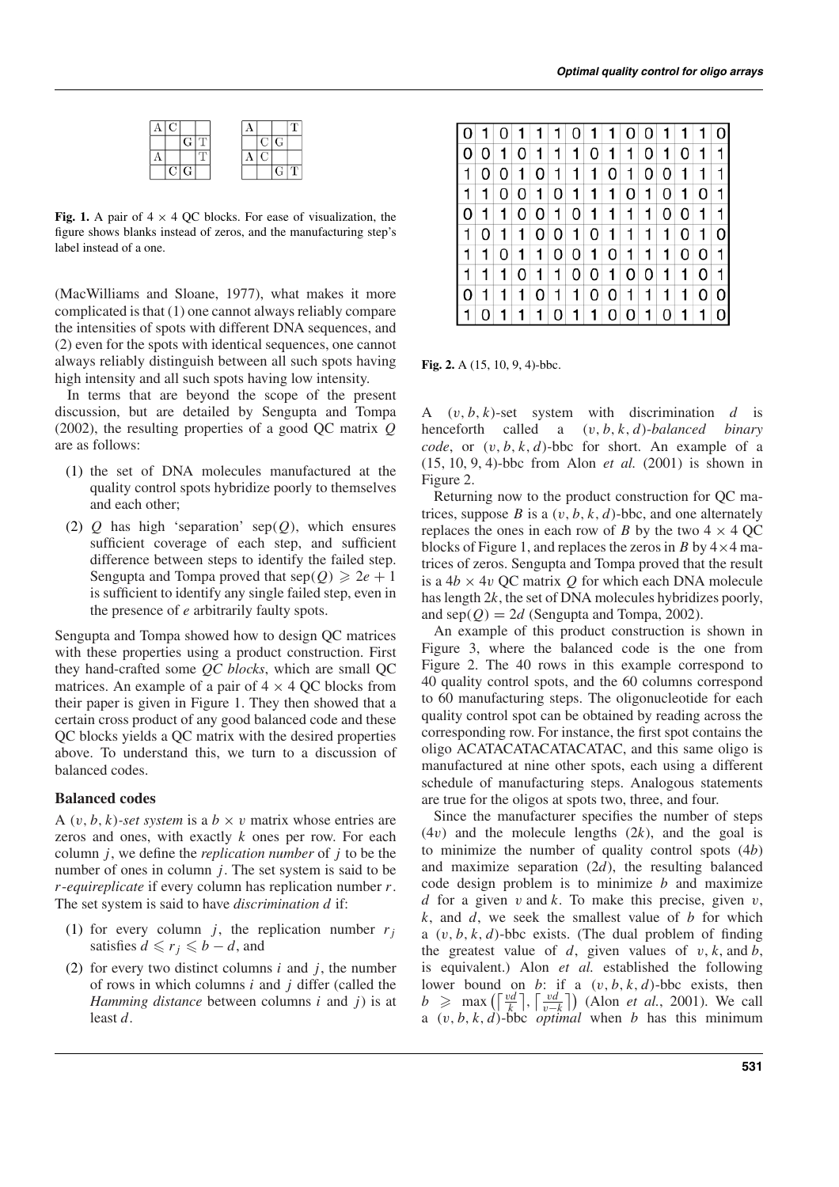| A | C |  |  |
|---|---|---|---|
|  |  | G | T |
| A |  |  | T |
|  | C | G |  |

| A |  |  | T |
|---|---|---|---|
|  | C | G |  |
| A | C |  |  |
|  |  | G | T |

**Fig. 1.** A pair of 4 × 4 QC blocks. For ease of visualization, the figure shows blanks instead of zeros, and the manufacturing step's label instead of a one.

(MacWilliams and Sloane, 1977), what makes it more complicated is that (1) one cannot always reliably compare the intensities of spots with different DNA sequences, and (2) even for the spots with identical sequences, one cannot always reliably distinguish between all such spots having high intensity and all such spots having low intensity.

In terms that are beyond the scope of the present discussion, but are detailed by Sengupta and Tompa (2002), the resulting properties of a good QC matrix $Q$ are as follows:

1. the set of DNA molecules manufactured at the quality control spots hybridize poorly to themselves and each other;
2. $Q$ has high 'separation' $\text{sep}(Q)$, which ensures sufficient coverage of each step, and sufficient difference between steps to identify the failed step. Sengupta and Tompa proved that $\text{sep}(Q) \geqslant 2e + 1$ is sufficient to identify any single failed step, even in the presence of $e$ arbitrarily faulty spots.

Sengupta and Tompa showed how to design QC matrices with these properties using a product construction. First they hand-crafted some *QC blocks*, which are small QC matrices. An example of a pair of 4 × 4 QC blocks from their paper is given in Figure 1. They then showed that a certain cross product of any good balanced code and these QC blocks yields a QC matrix with the desired properties above. To understand this, we turn to a discussion of balanced codes.

### Balanced codes

A $(v, b, k)$*-set system* is a $b \times v$ matrix whose entries are zeros and ones, with exactly $k$ ones per row. For each column $j$, we define the *replication number* of $j$ to be the number of ones in column $j$. The set system is said to be $r$*-equireplicate* if every column has replication number $r$. The set system is said to have *discrimination* $d$ if:

1. for every column $j$, the replication number $r_j$ satisfies $d \leqslant r_j \leqslant b - d$, and
2. for every two distinct columns $i$ and $j$, the number of rows in which columns $i$ and $j$ differ (called the *Hamming distance* between columns $i$ and $j$) is at least $d$.

| 0 | 1 | 0 | 1 | 1 | 1 | 0 | 1 | 1 | 0 | 0 | 1 | 1 | 1 | 0 |
|---|---|---|---|---|---|---|---|---|---|---|---|---|---|---|
| 0 | 0 | 1 | 0 | 1 | 1 | 1 | 0 | 1 | 1 | 0 | 1 | 0 | 1 | 1 |
| 1 | 0 | 0 | 1 | 0 | 1 | 1 | 1 | 0 | 1 | 0 | 0 | 1 | 1 | 1 |
| 1 | 1 | 0 | 0 | 1 | 0 | 1 | 1 | 1 | 0 | 1 | 0 | 1 | 0 | 1 |
| 0 | 1 | 1 | 0 | 0 | 1 | 0 | 1 | 1 | 1 | 1 | 0 | 0 | 1 | 1 |
| 1 | 0 | 1 | 1 | 0 | 0 | 1 | 0 | 1 | 1 | 1 | 1 | 0 | 1 | 0 |
| 1 | 1 | 0 | 1 | 1 | 0 | 0 | 1 | 0 | 1 | 1 | 1 | 0 | 0 | 1 |
| 1 | 1 | 1 | 0 | 1 | 1 | 0 | 0 | 1 | 0 | 0 | 1 | 1 | 0 | 1 |
| 0 | 1 | 1 | 1 | 0 | 1 | 1 | 0 | 0 | 1 | 1 | 1 | 1 | 0 | 0 |
| 1 | 0 | 1 | 1 | 1 | 0 | 1 | 1 | 0 | 0 | 1 | 0 | 1 | 1 | 0 |

**Fig. 2.** A (15, 10, 9, 4)-bbc.

A $(v, b, k)$-set system with discrimination $d$ is henceforth called a $(v, b, k, d)$*-balanced binary code*, or $(v, b, k, d)$-bbc for short. An example of a (15, 10, 9, 4)-bbc from Alon *et al.* (2001) is shown in Figure 2.

Returning now to the product construction for QC matrices, suppose $B$ is a $(v, b, k, d)$-bbc, and one alternately replaces the ones in each row of $B$ by the two 4 × 4 QC blocks of Figure 1, and replaces the zeros in $B$ by 4×4 matrices of zeros. Sengupta and Tompa proved that the result is a $4b \times 4v$ QC matrix $Q$ for which each DNA molecule has length $2k$, the set of DNA molecules hybridizes poorly, and $\text{sep}(Q) = 2d$ (Sengupta and Tompa, 2002).

An example of this product construction is shown in Figure 3, where the balanced code is the one from Figure 2. The 40 rows in this example correspond to 40 quality control spots, and the 60 columns correspond to 60 manufacturing steps. The oligonucleotide for each quality control spot can be obtained by reading across the corresponding row. For instance, the first spot contains the oligo ACATACATACATACATAC, and this same oligo is manufactured at nine other spots, each using a different schedule of manufacturing steps. Analogous statements are true for the oligos at spots two, three, and four.

Since the manufacturer specifies the number of steps ($4v$) and the molecule lengths ($2k$), and the goal is to minimize the number of quality control spots ($4b$) and maximize separation ($2d$), the resulting balanced code design problem is to minimize $b$ and maximize $d$ for a given $v$ and $k$. To make this precise, given $v$, $k$, and $d$, we seek the smallest value of $b$ for which a $(v, b, k, d)$-bbc exists. (The dual problem of finding the greatest value of $d$, given values of $v, k$, and $b$, is equivalent.) Alon *et al.* established the following lower bound on $b$: if a $(v, b, k, d)$-bbc exists, then $b \geqslant \max\left(\left\lceil \frac{vd}{k} \right\rceil, \left\lceil \frac{vd}{v-k} \right\rceil\right)$ (Alon *et al.*, 2001). We call a $(v, b, k, d)$-bbc *optimal* when $b$ has this minimum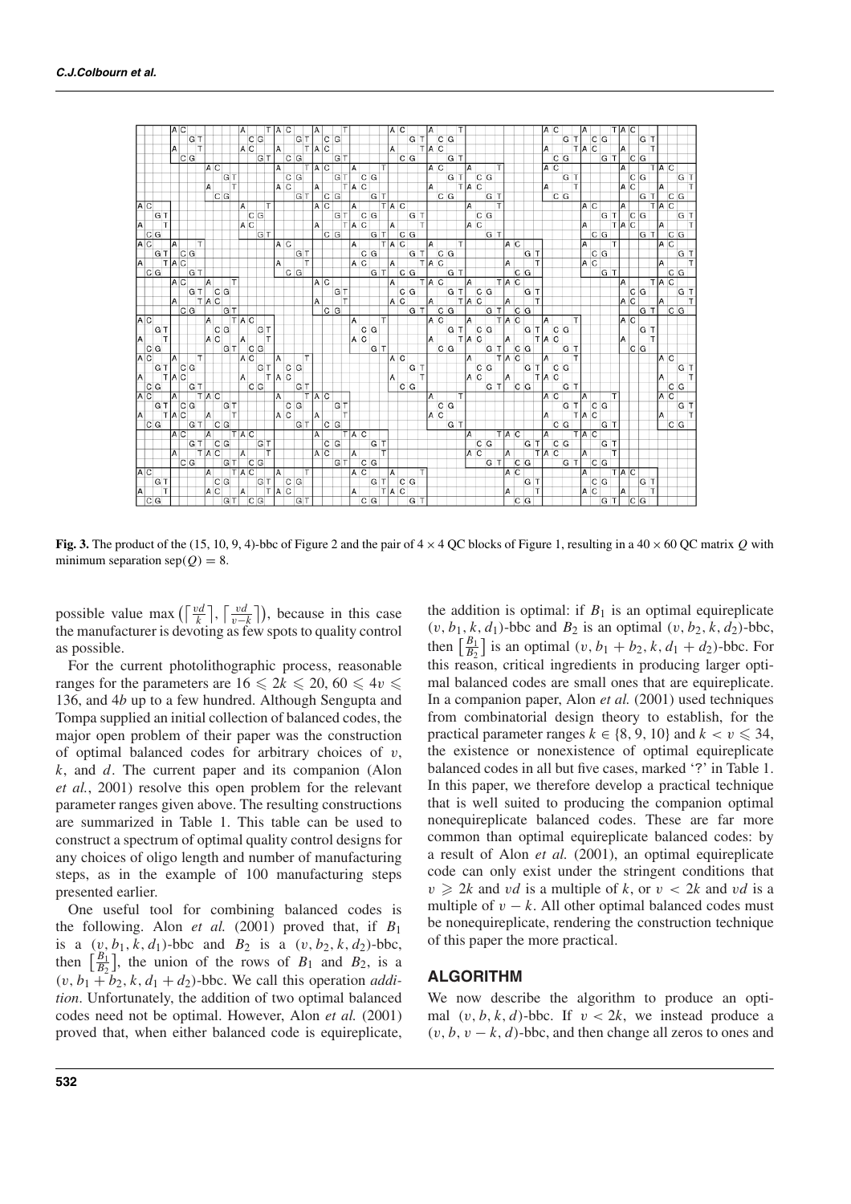**Fig. 3.** The product of the (15, 10, 9, 4)-bbc of Figure 2 and the pair of 4 × 4 QC blocks of Figure 1, resulting in a 40 × 60 QC matrix $Q$ with minimum separation $\text{sep}(Q) = 8$.

possible value $\max\left(\left\lceil \frac{vd}{k} \right\rceil, \left\lceil \frac{vd}{v-k} \right\rceil\right)$, because in this case the manufacturer is devoting as few spots to quality control as possible.

For the current photolithographic process, reasonable ranges for the parameters are $16 \leqslant 2k \leqslant 20$, $60 \leqslant 4v \leqslant 136$, and $4b$ up to a few hundred. Although Sengupta and Tompa supplied an initial collection of balanced codes, the major open problem of their paper was the construction of optimal balanced codes for arbitrary choices of $v$, $k$, and $d$. The current paper and its companion (Alon *et al.*, 2001) resolve this open problem for the relevant parameter ranges given above. The resulting constructions are summarized in Table 1. This table can be used to construct a spectrum of optimal quality control designs for any choices of oligo length and number of manufacturing steps, as in the example of 100 manufacturing steps presented earlier.

One useful tool for combining balanced codes is the following. Alon *et al.* (2001) proved that, if $B_1$ is a $(v, b_1, k, d_1)$-bbc and $B_2$ is a $(v, b_2, k, d_2)$-bbc, then $\left[\frac{B_1}{B_2}\right]$, the union of the rows of $B_1$ and $B_2$, is a $(v, b_1 + b_2, k, d_1 + d_2)$-bbc. We call this operation *addition*. Unfortunately, the addition of two optimal balanced codes need not be optimal. However, Alon *et al.* (2001) proved that, when either balanced code is equireplicate, the addition is optimal: if $B_1$ is an optimal equireplicate $(v, b_1, k, d_1)$-bbc and $B_2$ is an optimal $(v, b_2, k, d_2)$-bbc, then $\left[\frac{B_1}{B_2}\right]$ is an optimal $(v, b_1 + b_2, k, d_1 + d_2)$-bbc. For this reason, critical ingredients in producing larger optimal balanced codes are small ones that are equireplicate. In a companion paper, Alon *et al.* (2001) used techniques from combinatorial design theory to establish, for the practical parameter ranges $k \in \{8, 9, 10\}$ and $k < v \leqslant 34$, the existence or nonexistence of optimal equireplicate balanced codes in all but five cases, marked '?' in Table 1. In this paper, we therefore develop a practical technique that is well suited to producing the companion optimal nonequireplicate balanced codes. These are far more common than optimal equireplicate balanced codes: by a result of Alon *et al.* (2001), an optimal equireplicate code can only exist under the stringent conditions that $v \geqslant 2k$ and $vd$ is a multiple of $k$, or $v < 2k$ and $vd$ is a multiple of $v - k$. All other optimal balanced codes must be nonequireplicate, rendering the construction technique of this paper the more practical.

## ALGORITHM

We now describe the algorithm to produce an optimal $(v, b, k, d)$-bbc. If $v < 2k$, we instead produce a $(v, b, v - k, d)$-bbc, and then change all zeros to ones and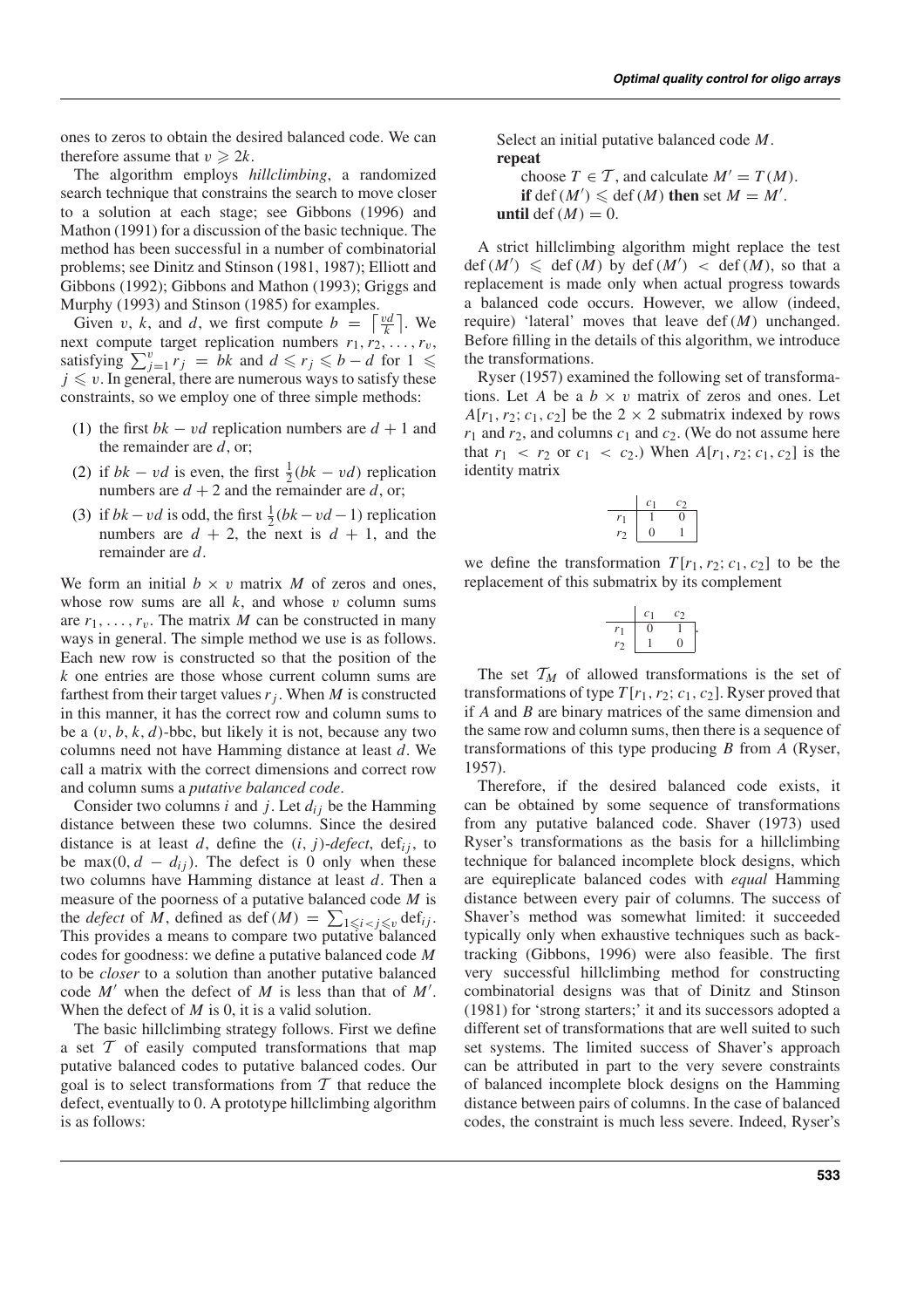ones to zeros to obtain the desired balanced code. We can therefore assume that $v \geqslant 2k$.

The algorithm employs *hillclimbing*, a randomized search technique that constrains the search to move closer to a solution at each stage; see Gibbons (1996) and Mathon (1991) for a discussion of the basic technique. The method has been successful in a number of combinatorial problems; see Dinitz and Stinson (1981, 1987); Elliott and Gibbons (1992); Gibbons and Mathon (1993); Griggs and Murphy (1993) and Stinson (1985) for examples.

Given $v$, $k$, and $d$, we first compute $b = \left\lceil \frac{vd}{k} \right\rceil$. We next compute target replication numbers $r_1, r_2, \ldots, r_v$, satisfying $\sum_{j=1}^{v} r_j = bk$ and $d \leqslant r_j \leqslant b - d$ for $1 \leqslant j \leqslant v$. In general, there are numerous ways to satisfy these constraints, so we employ one of three simple methods:

1. the first $bk - vd$ replication numbers are $d + 1$ and the remainder are $d$, or;
2. if $bk - vd$ is even, the first $\frac{1}{2}(bk - vd)$ replication numbers are $d + 2$ and the remainder are $d$, or;
3. if $bk - vd$ is odd, the first $\frac{1}{2}(bk - vd - 1)$ replication numbers are $d + 2$, the next is $d + 1$, and the remainder are $d$.

We form an initial $b \times v$ matrix $M$ of zeros and ones, whose row sums are all $k$, and whose $v$ column sums are $r_1, \ldots, r_v$. The matrix $M$ can be constructed in many ways in general. The simple method we use is as follows. Each new row is constructed so that the position of the $k$ one entries are those whose current column sums are farthest from their target values $r_j$. When $M$ is constructed in this manner, it has the correct row and column sums to be a $(v, b, k, d)$-bbc, but likely it is not, because any two columns need not have Hamming distance at least $d$. We call a matrix with the correct dimensions and correct row and column sums a *putative balanced code*.

Consider two columns $i$ and $j$. Let $d_{ij}$ be the Hamming distance between these two columns. Since the desired distance is at least $d$, define the $(i, j)$-*defect*, $\text{def}_{ij}$, to be $\max(0, d - d_{ij})$. The defect is 0 only when these two columns have Hamming distance at least $d$. Then a measure of the poorness of a putative balanced code $M$ is the *defect* of $M$, defined as $\text{def}(M) = \sum_{1 \leqslant i < j \leqslant v} \text{def}_{ij}$. This provides a means to compare two putative balanced codes for goodness: we define a putative balanced code $M$ to be *closer* to a solution than another putative balanced code $M'$ when the defect of $M$ is less than that of $M'$. When the defect of $M$ is 0, it is a valid solution.

The basic hillclimbing strategy follows. First we define a set $\mathcal{T}$ of easily computed transformations that map putative balanced codes to putative balanced codes. Our goal is to select transformations from $\mathcal{T}$ that reduce the defect, eventually to 0. A prototype hillclimbing algorithm is as follows:

> Select an initial putative balanced code $M$.
> **repeat**
> &nbsp;&nbsp;&nbsp;&nbsp;choose $T \in \mathcal{T}$, and calculate $M' = T(M)$.
> &nbsp;&nbsp;&nbsp;&nbsp;**if** $\text{def}(M') \leqslant \text{def}(M)$ **then** set $M = M'$.
> **until** $\text{def}(M) = 0$.

A strict hillclimbing algorithm might replace the test $\text{def}(M') \leqslant \text{def}(M)$ by $\text{def}(M') < \text{def}(M)$, so that a replacement is made only when actual progress towards a balanced code occurs. However, we allow (indeed, require) 'lateral' moves that leave $\text{def}(M)$ unchanged. Before filling in the details of this algorithm, we introduce the transformations.

Ryser (1957) examined the following set of transformations. Let $A$ be a $b \times v$ matrix of zeros and ones. Let $A[r_1, r_2; c_1, c_2]$ be the $2 \times 2$ submatrix indexed by rows $r_1$ and $r_2$, and columns $c_1$ and $c_2$. (We do not assume here that $r_1 < r_2$ or $c_1 < c_2$.) When $A[r_1, r_2; c_1, c_2]$ is the identity matrix

| | $c_1$ | $c_2$ |
|---|---|---|
| $r_1$ | 1 | 0 |
| $r_2$ | 0 | 1 |

we define the transformation $T[r_1, r_2; c_1, c_2]$ to be the replacement of this submatrix by its complement

| | $c_1$ | $c_2$ |
|---|---|---|
| $r_1$ | 0 | 1 |
| $r_2$ | 1 | 0 |

The set $\mathcal{T}_M$ of allowed transformations is the set of transformations of type $T[r_1, r_2; c_1, c_2]$. Ryser proved that if $A$ and $B$ are binary matrices of the same dimension and the same row and column sums, then there is a sequence of transformations of this type producing $B$ from $A$ (Ryser, 1957).

Therefore, if the desired balanced code exists, it can be obtained by some sequence of transformations from any putative balanced code. Shaver (1973) used Ryser's transformations as the basis for a hillclimbing technique for balanced incomplete block designs, which are equireplicate balanced codes with *equal* Hamming distance between every pair of columns. The success of Shaver's method was somewhat limited: it succeeded typically only when exhaustive techniques such as backtracking (Gibbons, 1996) were also feasible. The first very successful hillclimbing method for constructing combinatorial designs was that of Dinitz and Stinson (1981) for 'strong starters;' it and its successors adopted a different set of transformations that are well suited to such set systems. The limited success of Shaver's approach can be attributed in part to the very severe constraints of balanced incomplete block designs on the Hamming distance between pairs of columns. In the case of balanced codes, the constraint is much less severe. Indeed, Ryser's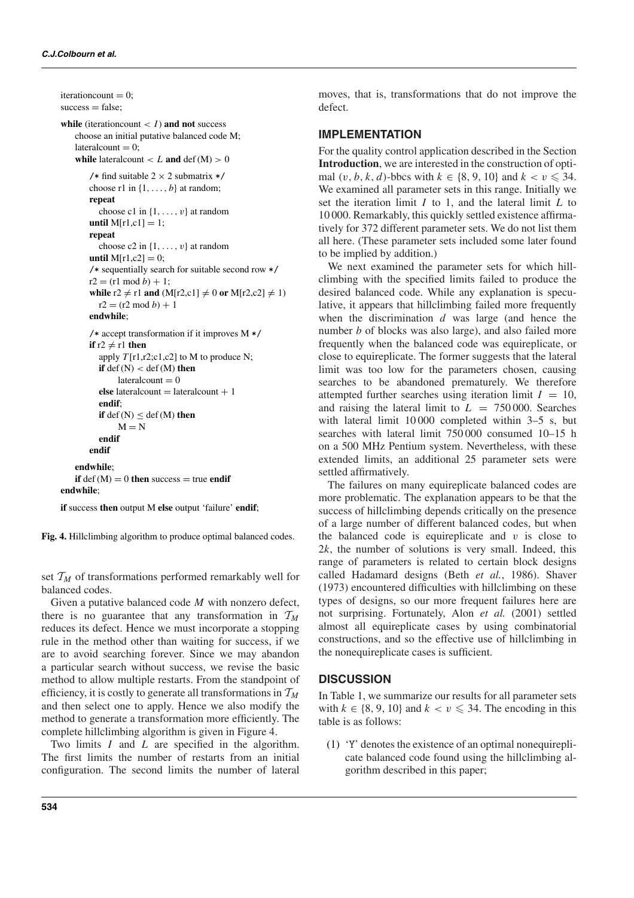```
iterationcount = 0;
success = false;

while (iterationcount < I) and not success
    choose an initial putative balanced code M;
    lateralcount = 0;
    while lateralcount < L and def(M) > 0

        /* find suitable 2 × 2 submatrix */
        choose r1 in {1, ..., b} at random;
        repeat
            choose c1 in {1, ..., v} at random
        until M[r1,c1] = 1;
        repeat
            choose c2 in {1, ..., v} at random
        until M[r1,c2] = 0;
        /* sequentially search for suitable second row */
        r2 = (r1 mod b) + 1;
        while r2 ≠ r1 and (M[r2,c1] ≠ 0 or M[r2,c2] ≠ 1)
            r2 = (r2 mod b) + 1
        endwhile;

        /* accept transformation if it improves M */
        if r2 ≠ r1 then
            apply T[r1,r2;c1,c2] to M to produce N;
            if def(N) < def(M) then
                lateralcount = 0
            else lateralcount = lateralcount + 1
            endif;
            if def(N) ≤ def(M) then
                M = N
            endif
        endif

    endwhile;
    if def(M) = 0 then success = true endif
endwhile;

if success then output M else output 'failure' endif;
```

**Fig. 4.** Hillclimbing algorithm to produce optimal balanced codes.

set $\mathcal{T}_M$ of transformations performed remarkably well for balanced codes.

Given a putative balanced code $M$ with nonzero defect, there is no guarantee that any transformation in $\mathcal{T}_M$ reduces its defect. Hence we must incorporate a stopping rule in the method other than waiting for success, if we are to avoid searching forever. Since we may abandon a particular search without success, we revise the basic method to allow multiple restarts. From the standpoint of efficiency, it is costly to generate all transformations in $\mathcal{T}_M$ and then select one to apply. Hence we also modify the method to generate a transformation more efficiently. The complete hillclimbing algorithm is given in Figure 4.

Two limits $I$ and $L$ are specified in the algorithm. The first limits the number of restarts from an initial configuration. The second limits the number of lateral moves, that is, transformations that do not improve the defect.

## IMPLEMENTATION

For the quality control application described in the Section **Introduction**, we are interested in the construction of optimal $(v, b, k, d)$-bbcs with $k \in \{8, 9, 10\}$ and $k < v \leqslant 34$. We examined all parameter sets in this range. Initially we set the iteration limit $I$ to 1, and the lateral limit $L$ to 10 000. Remarkably, this quickly settled existence affirmatively for 372 different parameter sets. We do not list them all here. (These parameter sets included some later found to be implied by addition.)

We next examined the parameter sets for which hillclimbing with the specified limits failed to produce the desired balanced code. While any explanation is speculative, it appears that hillclimbing failed more frequently when the discrimination $d$ was large (and hence the number $b$ of blocks was also large), and also failed more frequently when the balanced code was equireplicate, or close to equireplicate. The former suggests that the lateral limit was too low for the parameters chosen, causing searches to be abandoned prematurely. We therefore attempted further searches using iteration limit $I = 10$, and raising the lateral limit to $L = 750\,000$. Searches with lateral limit 10 000 completed within 3–5 s, but searches with lateral limit 750 000 consumed 10–15 h on a 500 MHz Pentium system. Nevertheless, with these extended limits, an additional 25 parameter sets were settled affirmatively.

The failures on many equireplicate balanced codes are more problematic. The explanation appears to be that the success of hillclimbing depends critically on the presence of a large number of different balanced codes, but when the balanced code is equireplicate and $v$ is close to $2k$, the number of solutions is very small. Indeed, this range of parameters is related to certain block designs called Hadamard designs (Beth *et al.*, 1986). Shaver (1973) encountered difficulties with hillclimbing on these types of designs, so our more frequent failures here are not surprising. Fortunately, Alon *et al.* (2001) settled almost all equireplicate cases by using combinatorial constructions, and so the effective use of hillclimbing in the nonequireplicate cases is sufficient.

## DISCUSSION

In Table 1, we summarize our results for all parameter sets with $k \in \{8, 9, 10\}$ and $k < v \leqslant 34$. The encoding in this table is as follows:

(1) 'Y' denotes the existence of an optimal nonequireplicate balanced code found using the hillclimbing algorithm described in this paper;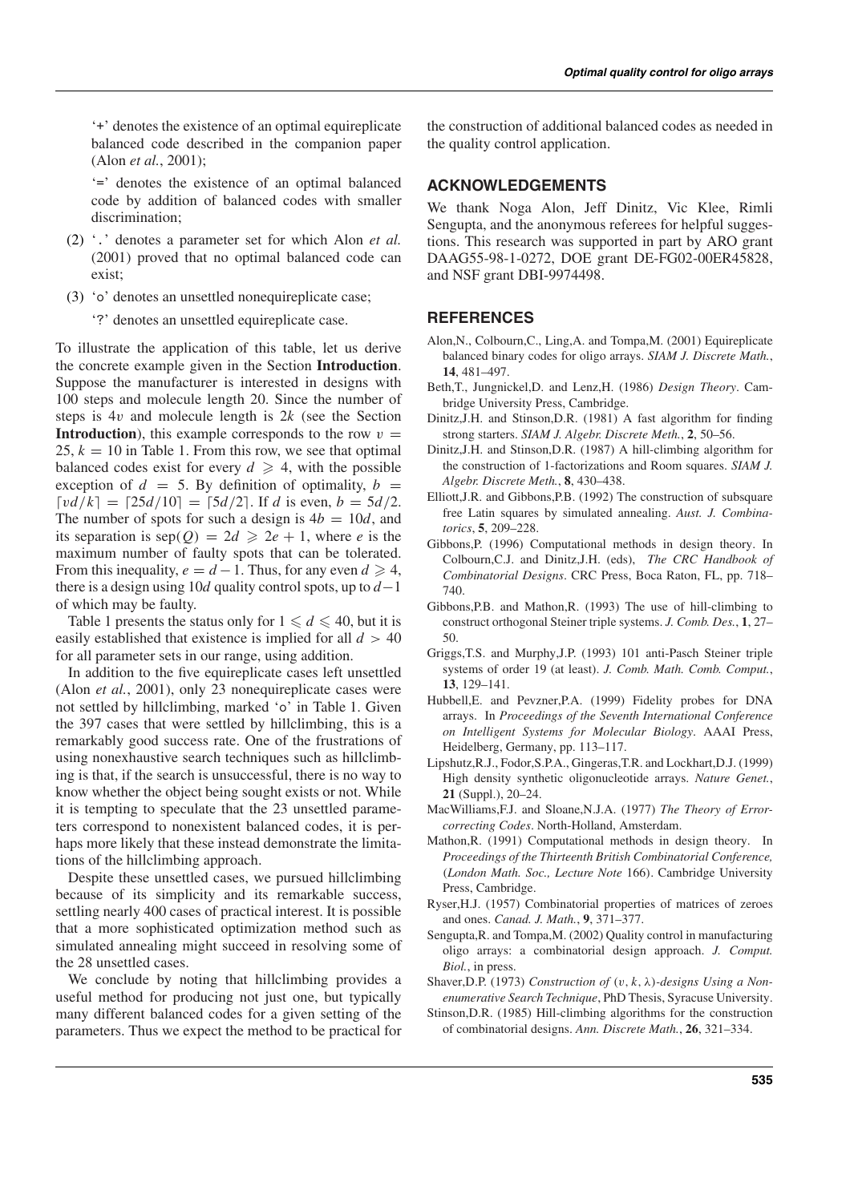'+' denotes the existence of an optimal equireplicate balanced code described in the companion paper (Alon *et al.*, 2001);

'=' denotes the existence of an optimal balanced code by addition of balanced codes with smaller discrimination;

(2) '.' denotes a parameter set for which Alon *et al.* (2001) proved that no optimal balanced code can exist;

(3) 'o' denotes an unsettled nonequireplicate case;

'?' denotes an unsettled equireplicate case.

To illustrate the application of this table, let us derive the concrete example given in the Section **Introduction**. Suppose the manufacturer is interested in designs with 100 steps and molecule length 20. Since the number of steps is $4v$ and molecule length is $2k$ (see the Section **Introduction**), this example corresponds to the row $v = 25$, $k = 10$ in Table 1. From this row, we see that optimal balanced codes exist for every $d \geqslant 4$, with the possible exception of $d = 5$. By definition of optimality, $b = \lceil vd/k \rceil = \lceil 25d/10 \rceil = \lceil 5d/2 \rceil$. If $d$ is even, $b = 5d/2$. The number of spots for such a design is $4b = 10d$, and its separation is $\text{sep}(Q) = 2d \geqslant 2e + 1$, where $e$ is the maximum number of faulty spots that can be tolerated. From this inequality, $e = d - 1$. Thus, for any even $d \geqslant 4$, there is a design using $10d$ quality control spots, up to $d-1$ of which may be faulty.

Table 1 presents the status only for $1 \leqslant d \leqslant 40$, but it is easily established that existence is implied for all $d > 40$ for all parameter sets in our range, using addition.

In addition to the five equireplicate cases left unsettled (Alon *et al.*, 2001), only 23 nonequireplicate cases were not settled by hillclimbing, marked 'o' in Table 1. Given the 397 cases that were settled by hillclimbing, this is a remarkably good success rate. One of the frustrations of using nonexhaustive search techniques such as hillclimbing is that, if the search is unsuccessful, there is no way to know whether the object being sought exists or not. While it is tempting to speculate that the 23 unsettled parameters correspond to nonexistent balanced codes, it is perhaps more likely that these instead demonstrate the limitations of the hillclimbing approach.

Despite these unsettled cases, we pursued hillclimbing because of its simplicity and its remarkable success, settling nearly 400 cases of practical interest. It is possible that a more sophisticated optimization method such as simulated annealing might succeed in resolving some of the 28 unsettled cases.

We conclude by noting that hillclimbing provides a useful method for producing not just one, but typically many different balanced codes for a given setting of the parameters. Thus we expect the method to be practical for the construction of additional balanced codes as needed in the quality control application.

## ACKNOWLEDGEMENTS

We thank Noga Alon, Jeff Dinitz, Vic Klee, Rimli Sengupta, and the anonymous referees for helpful suggestions. This research was supported in part by ARO grant DAAG55-98-1-0272, DOE grant DE-FG02-00ER45828, and NSF grant DBI-9974498.

## REFERENCES

Alon,N., Colbourn,C., Ling,A. and Tompa,M. (2001) Equireplicate balanced binary codes for oligo arrays. *SIAM J. Discrete Math.*, **14**, 481–497.

Beth,T., Jungnickel,D. and Lenz,H. (1986) *Design Theory*. Cambridge University Press, Cambridge.

Dinitz,J.H. and Stinson,D.R. (1981) A fast algorithm for finding strong starters. *SIAM J. Algebr. Discrete Meth.*, **2**, 50–56.

Dinitz,J.H. and Stinson,D.R. (1987) A hill-climbing algorithm for the construction of 1-factorizations and Room squares. *SIAM J. Algebr. Discrete Meth.*, **8**, 430–438.

Elliott,J.R. and Gibbons,P.B. (1992) The construction of subsquare free Latin squares by simulated annealing. *Aust. J. Combinatorics*, **5**, 209–228.

Gibbons,P. (1996) Computational methods in design theory. In Colbourn,C.J. and Dinitz,J.H. (eds), *The CRC Handbook of Combinatorial Designs*. CRC Press, Boca Raton, FL, pp. 718–740.

Gibbons,P.B. and Mathon,R. (1993) The use of hill-climbing to construct orthogonal Steiner triple systems. *J. Comb. Des.*, **1**, 27–50.

Griggs,T.S. and Murphy,J.P. (1993) 101 anti-Pasch Steiner triple systems of order 19 (at least). *J. Comb. Math. Comb. Comput.*, **13**, 129–141.

Hubbell,E. and Pevzner,P.A. (1999) Fidelity probes for DNA arrays. In *Proceedings of the Seventh International Conference on Intelligent Systems for Molecular Biology*. AAAI Press, Heidelberg, Germany, pp. 113–117.

Lipshutz,R.J., Fodor,S.P.A., Gingeras,T.R. and Lockhart,D.J. (1999) High density synthetic oligonucleotide arrays. *Nature Genet.*, **21** (Suppl.), 20–24.

MacWilliams,F.J. and Sloane,N.J.A. (1977) *The Theory of Error-correcting Codes*. North-Holland, Amsterdam.

Mathon,R. (1991) Computational methods in design theory. In *Proceedings of the Thirteenth British Combinatorial Conference,* (*London Math. Soc., Lecture Note* 166). Cambridge University Press, Cambridge.

Ryser,H.J. (1957) Combinatorial properties of matrices of zeroes and ones. *Canad. J. Math.*, **9**, 371–377.

Sengupta,R. and Tompa,M. (2002) Quality control in manufacturing oligo arrays: a combinatorial design approach. *J. Comput. Biol.*, in press.

Shaver,D.P. (1973) *Construction of $(v, k, \lambda)$-designs Using a Non-enumerative Search Technique*, PhD Thesis, Syracuse University.

Stinson,D.R. (1985) Hill-climbing algorithms for the construction of combinatorial designs. *Ann. Discrete Math.*, **26**, 321–334.